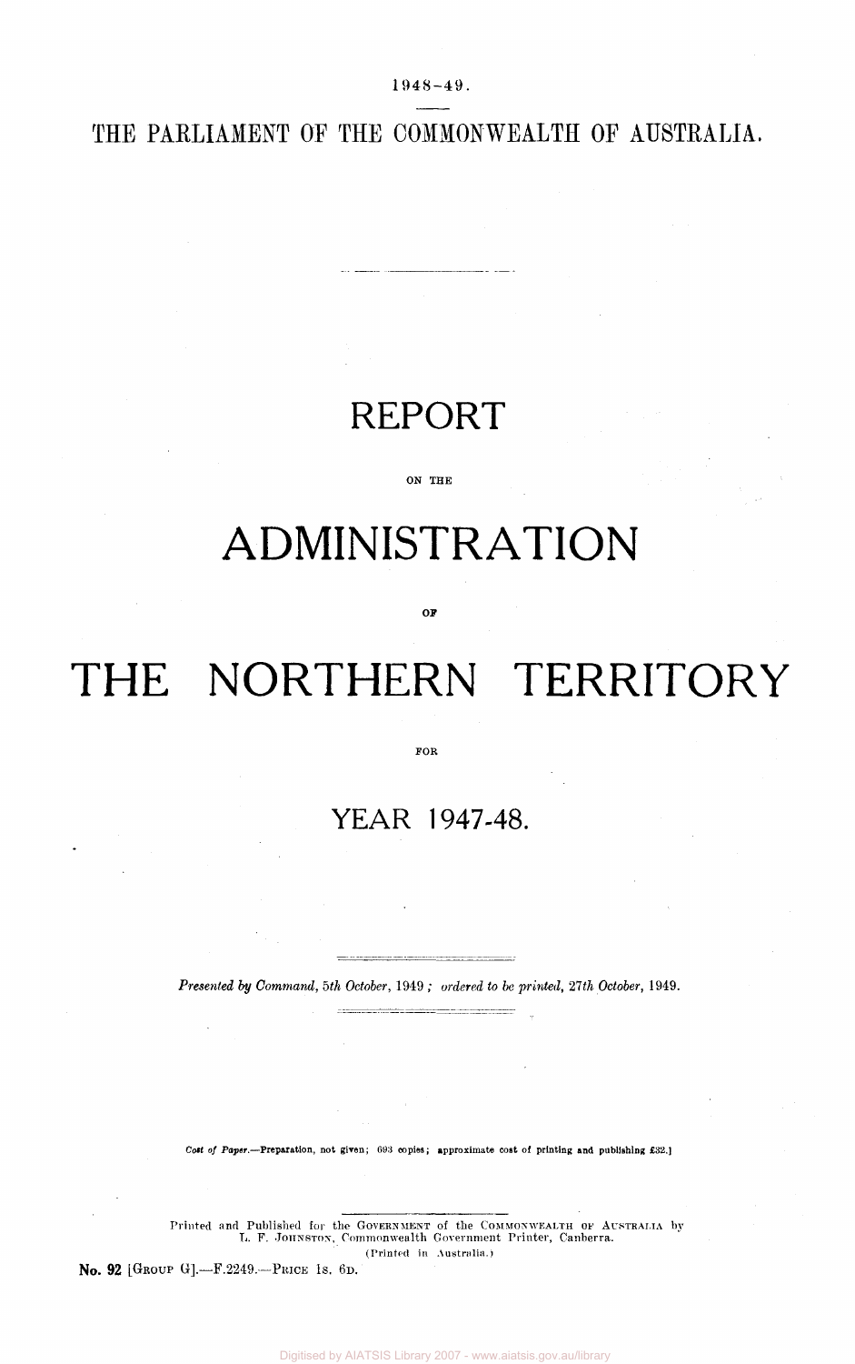1948-49.

THE PARLIAMENT OF THE COMMONWEALTH OF AUSTRALIA.

# REPORT

ON THE

# ADMINISTRATION

OF

# THE NORTHERN TERRITORY

FOR

## YEAR 1947-48.

*Presented by Command*, 5th *October*, 1949; *ordered to be printed*, 27th *October*, 1949.

*Cost of Paper*.—Preparation, not given; 693 copies; approximate cost of printing and publishing £32.]

Printed and Published for the GOVERNMENT of the COMMONWEALTH OF AUSTRALIA by L. F. JOHNSTON, Commonwealth Government Printer, Canberra. (Printed in Australia.)

No. 92 [GROUP G].—F.2249.—PRICE 1s. 6D.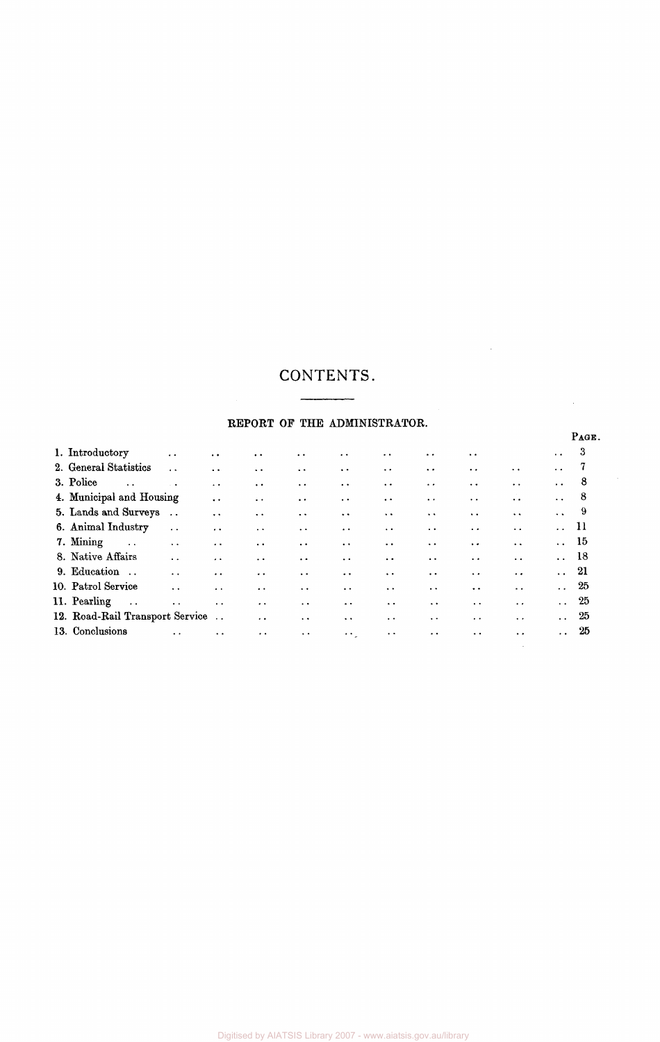# CONTENTS.

## REPORT OF THE ADMINISTRATOR.

| | PAGE. |
|---|---|
| 1. Introductory | 3 |
| 2. General Statistics | 7 |
| 3. Police | 8 |
| 4. Municipal and Housing | 8 |
| 5. Lands and Surveys | 9 |
| 6. Animal Industry | 11 |
| 7. Mining | 15 |
| 8. Native Affairs | 18 |
| 9. Education | 21 |
| 10. Patrol Service | 25 |
| 11. Pearling | 25 |
| 12. Road-Rail Transport Service | 25 |
| 13. Conclusions | 25 |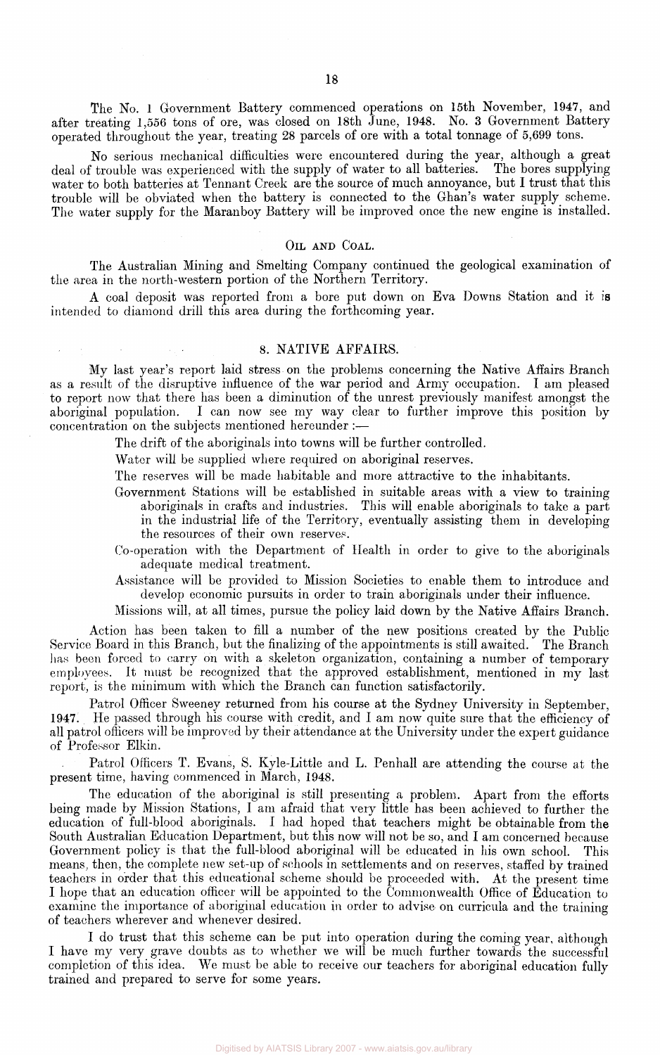The No. 1 Government Battery commenced operations on 15th November, 1947, and after treating 1,556 tons of ore, was closed on 18th June, 1948. No. 3 Government Battery operated throughout the year, treating 28 parcels of ore with a total tonnage of 5,699 tons.

No serious mechanical difficulties were encountered during the year, although a great deal of trouble was experienced with the supply of water to all batteries. The bores supplying water to both batteries at Tennant Creek are the source of much annoyance, but I trust that this trouble will be obviated when the battery is connected to the Ghan's water supply scheme. The water supply for the Maranboy Battery will be improved once the new engine is installed.

### Oil and Coal.

The Australian Mining and Smelting Company continued the geological examination of the area in the north-western portion of the Northern Territory.

A coal deposit was reported from a bore put down on Eva Downs Station and it is intended to diamond drill this area during the forthcoming year.

## 8. NATIVE AFFAIRS.

My last year's report laid stress on the problems concerning the Native Affairs Branch as a result of the disruptive influence of the war period and Army occupation. I am pleased to report now that there has been a diminution of the unrest previously manifest amongst the aboriginal population. I can now see my way clear to further improve this position by concentration on the subjects mentioned hereunder :—

The drift of the aboriginals into towns will be further controlled.

Water will be supplied where required on aboriginal reserves.

The reserves will be made habitable and more attractive to the inhabitants.

Government Stations will be established in suitable areas with a view to training aboriginals in crafts and industries. This will enable aboriginals to take a part in the industrial life of the Territory, eventually assisting them in developing the resources of their own reserves.

Co-operation with the Department of Health in order to give to the aboriginals adequate medical treatment.

Assistance will be provided to Mission Societies to enable them to introduce and develop economic pursuits in order to train aboriginals under their influence.

Missions will, at all times, pursue the policy laid down by the Native Affairs Branch.

Action has been taken to fill a number of the new positions created by the Public Service Board in this Branch, but the finalizing of the appointments is still awaited. The Branch has been forced to carry on with a skeleton organization, containing a number of temporary employees. It must be recognized that the approved establishment, mentioned in my last report, is the minimum with which the Branch can function satisfactorily.

Patrol Officer Sweeney returned from his course at the Sydney University in September, 1947. He passed through his course with credit, and I am now quite sure that the efficiency of all patrol officers will be improved by their attendance at the University under the expert guidance of Professor Elkin.

Patrol Officers T. Evans, S. Kyle-Little and L. Penhall are attending the course at the present time, having commenced in March, 1948.

The education of the aboriginal is still presenting a problem. Apart from the efforts being made by Mission Stations, I am afraid that very little has been achieved to further the education of full-blood aboriginals. I had hoped that teachers might be obtainable from the South Australian Education Department, but this now will not be so, and I am concerned because Government policy is that the full-blood aboriginal will be educated in his own school. This means, then, the complete new set-up of schools in settlements and on reserves, staffed by trained teachers in order that this educational scheme should be proceeded with. At the present time I hope that an education officer will be appointed to the Commonwealth Office of Education to examine the importance of aboriginal education in order to advise on curricula and the training of teachers wherever and whenever desired.

I do trust that this scheme can be put into operation during the coming year, although I have my very grave doubts as to whether we will be much further towards the successful completion of this idea. We must be able to receive our teachers for aboriginal education fully trained and prepared to serve for some years.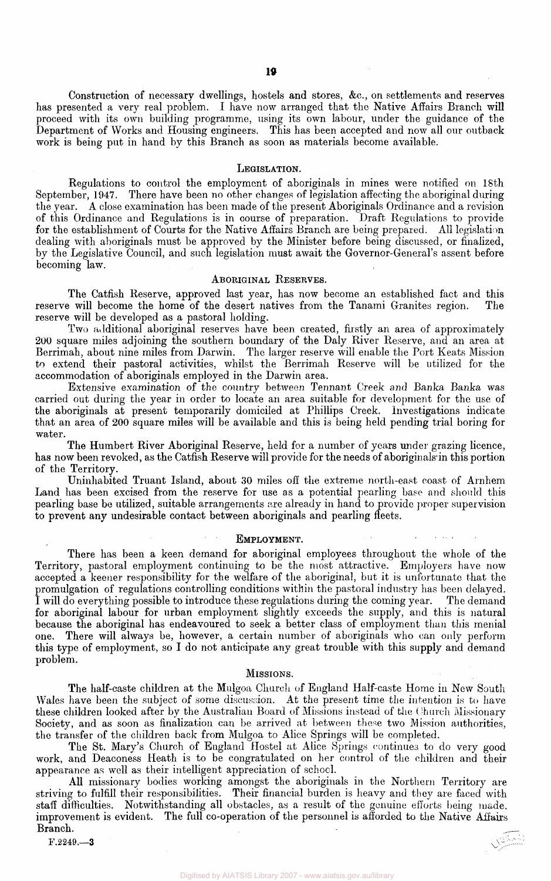Construction of necessary dwellings, hostels and stores, &c., on settlements and reserves has presented a very real problem. I have now arranged that the Native Affairs Branch will proceed with its own building programme, using its own labour, under the guidance of the Department of Works and Housing engineers. This has been accepted and now all our outback work is being put in hand by this Branch as soon as materials become available.

## Legislation.

Regulations to control the employment of aboriginals in mines were notified on 18th September, 1947. There have been no other changes of legislation affecting the aboriginal during the year. A close examination has been made of the present Aboriginals Ordinance and a revision of this Ordinance and Regulations is in course of preparation. Draft Regulations to provide for the establishment of Courts for the Native Affairs Branch are being prepared. All legislation dealing with aboriginals must be approved by the Minister before being discussed, or finalized, by the Legislative Council, and such legislation must await the Governor-General's assent before becoming law.

## Aboriginal Reserves.

The Catfish Reserve, approved last year, has now become an established fact and this reserve will become the home of the desert natives from the Tanami Granites region. The reserve will be developed as a pastoral holding.

Two additional aboriginal reserves have been created, firstly an area of approximately 200 square miles adjoining the southern boundary of the Daly River Reserve, and an area at Berrimah, about nine miles from Darwin. The larger reserve will enable the Port Keats Mission to extend their pastoral activities, whilst the Berrimah Reserve will be utilized for the accommodation of aboriginals employed in the Darwin area.

Extensive examination of the country between Tennant Creek and Banka Banka was carried out during the year in order to locate an area suitable for development for the use of the aboriginals at present temporarily domiciled at Phillips Creek. Investigations indicate that an area of 200 square miles will be available and this is being held pending trial boring for water.

The Humbert River Aboriginal Reserve, held for a number of years under grazing licence, has now been revoked, as the Catfish Reserve will provide for the needs of aboriginals in this portion of the Territory.

Uninhabited Truant Island, about 30 miles off the extreme north-east coast of Arnhem Land has been excised from the reserve for use as a potential pearling base and should this pearling base be utilized, suitable arrangements are already in hand to provide proper supervision to prevent any undesirable contact between aboriginals and pearling fleets.

## Employment.

There has been a keen demand for aboriginal employees throughout the whole of the Territory, pastoral employment continuing to be the most attractive. Employers have now accepted a keener responsibility for the welfare of the aboriginal, but it is unfortunate that the promulgation of regulations controlling conditions within the pastoral industry has been delayed. I will do everything possible to introduce these regulations during the coming year. The demand for aboriginal labour for urban employment slightly exceeds the supply, and this is natural because the aboriginal has endeavoured to seek a better class of employment than this menial one. There will always be, however, a certain number of aboriginals who can only perform this type of employment, so I do not anticipate any great trouble with this supply and demand problem.

## Missions.

The half-caste children at the Mulgoa Church of England Half-caste Home in New South Wales have been the subject of some discussion. At the present time the intention is to have these children looked after by the Australian Board of Missions instead of the Church Missionary Society, and as soon as finalization can be arrived at between these two Mission authorities, the transfer of the children back from Mulgoa to Alice Springs will be completed.

The St. Mary's Church of England Hostel at Alice Springs continues to do very good work, and Deaconess Heath is to be congratulated on her control of the children and their appearance as well as their intelligent appreciation of school.

All missionary bodies working amongst the aboriginals in the Northern Territory are striving to fulfill their responsibilities. Their financial burden is heavy and they are faced with staff difficulties. Notwithstanding all obstacles, as a result of the genuine efforts being made, improvement is evident. The full co-operation of the personnel is afforded to the Native Affairs Branch.

F.2249.—3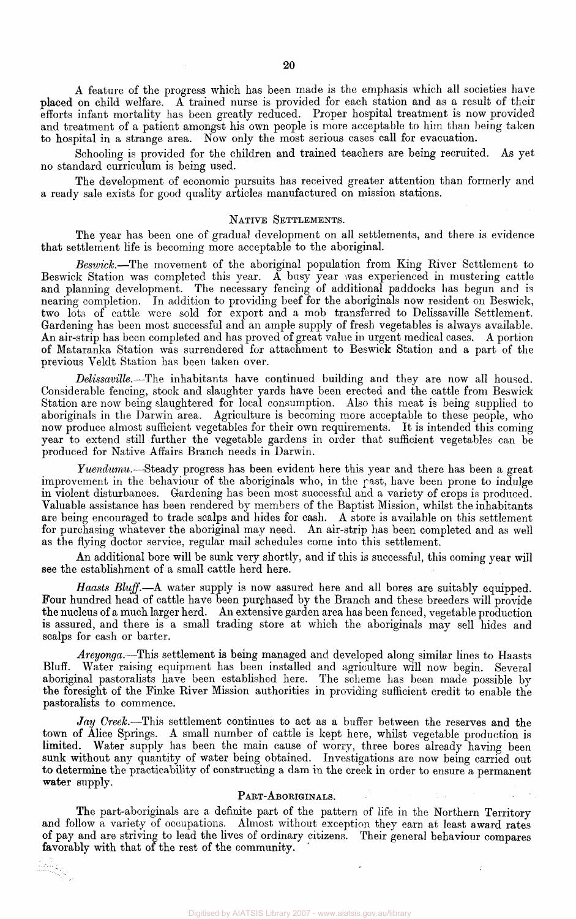A feature of the progress which has been made is the emphasis which all societies have placed on child welfare. A trained nurse is provided for each station and as a result of their efforts infant mortality has been greatly reduced. Proper hospital treatment is now provided and treatment of a patient amongst his own people is more acceptable to him than being taken to hospital in a strange area. Now only the most serious cases call for evacuation.

Schooling is provided for the children and trained teachers are being recruited. As yet no standard curriculum is being used.

The development of economic pursuits has received greater attention than formerly and a ready sale exists for good quality articles manufactured on mission stations.

## NATIVE SETTLEMENTS.

The year has been one of gradual development on all settlements, and there is evidence that settlement life is becoming more acceptable to the aboriginal.

*Beswick.*—The movement of the aboriginal population from King River Settlement to Beswick Station was completed this year. A busy year was experienced in mustering cattle and planning development. The necessary fencing of additional paddocks has begun and is nearing completion. In addition to providing beef for the aboriginals now resident on Beswick, two lots of cattle were sold for export and a mob transferred to Delissaville Settlement. Gardening has been most successful and an ample supply of fresh vegetables is always available. An air-strip has been completed and has proved of great value in urgent medical cases. A portion of Mataranka Station was surrendered for attachment to Beswick Station and a part of the previous Veldt Station has been taken over.

*Delissaville.*—The inhabitants have continued building and they are now all housed. Considerable fencing, stock and slaughter yards have been erected and the cattle from Beswick Station are now being slaughtered for local consumption. Also this meat is being supplied to aboriginals in the Darwin area. Agriculture is becoming more acceptable to these people, who now produce almost sufficient vegetables for their own requirements. It is intended this coming year to extend still further the vegetable gardens in order that sufficient vegetables can be produced for Native Affairs Branch needs in Darwin.

*Yuendumu.*—Steady progress has been evident here this year and there has been a great improvement in the behaviour of the aboriginals who, in the past, have been prone to indulge in violent disturbances. Gardening has been most successful and a variety of crops is produced. Valuable assistance has been rendered by members of the Baptist Mission, whilst the inhabitants are being encouraged to trade scalps and hides for cash. A store is available on this settlement for purchasing whatever the aboriginal may need. An air-strip has been completed and as well as the flying doctor service, regular mail schedules come into this settlement.

An additional bore will be sunk very shortly, and if this is successful, this coming year will see the establishment of a small cattle herd here.

*Haasts Bluff.*—A water supply is now assured here and all bores are suitably equipped. Four hundred head of cattle have been purchased by the Branch and these breeders will provide the nucleus of a much larger herd. An extensive garden area has been fenced, vegetable production is assured, and there is a small trading store at which the aboriginals may sell hides and scalps for cash or barter.

*Areyonga.*—This settlement is being managed and developed along similar lines to Haasts Bluff. Water raising equipment has been installed and agriculture will now begin. Several aboriginal pastoralists have been established here. The scheme has been made possible by the foresight of the Finke River Mission authorities in providing sufficient credit to enable the pastoralists to commence.

*Jay Creek.*—This settlement continues to act as a buffer between the reserves and the town of Alice Springs. A small number of cattle is kept here, whilst vegetable production is limited. Water supply has been the main cause of worry, three bores already having been sunk without any quantity of water being obtained. Investigations are now being carried out to determine the practicability of constructing a dam in the creek in order to ensure a permanent water supply.

## PART-ABORIGINALS.

The part-aboriginals are a definite part of the pattern of life in the Northern Territory and follow a variety of occupations. Almost without exception they earn at least award rates of pay and are striving to lead the lives of ordinary citizens. Their general behaviour compares favorably with that of the rest of the community.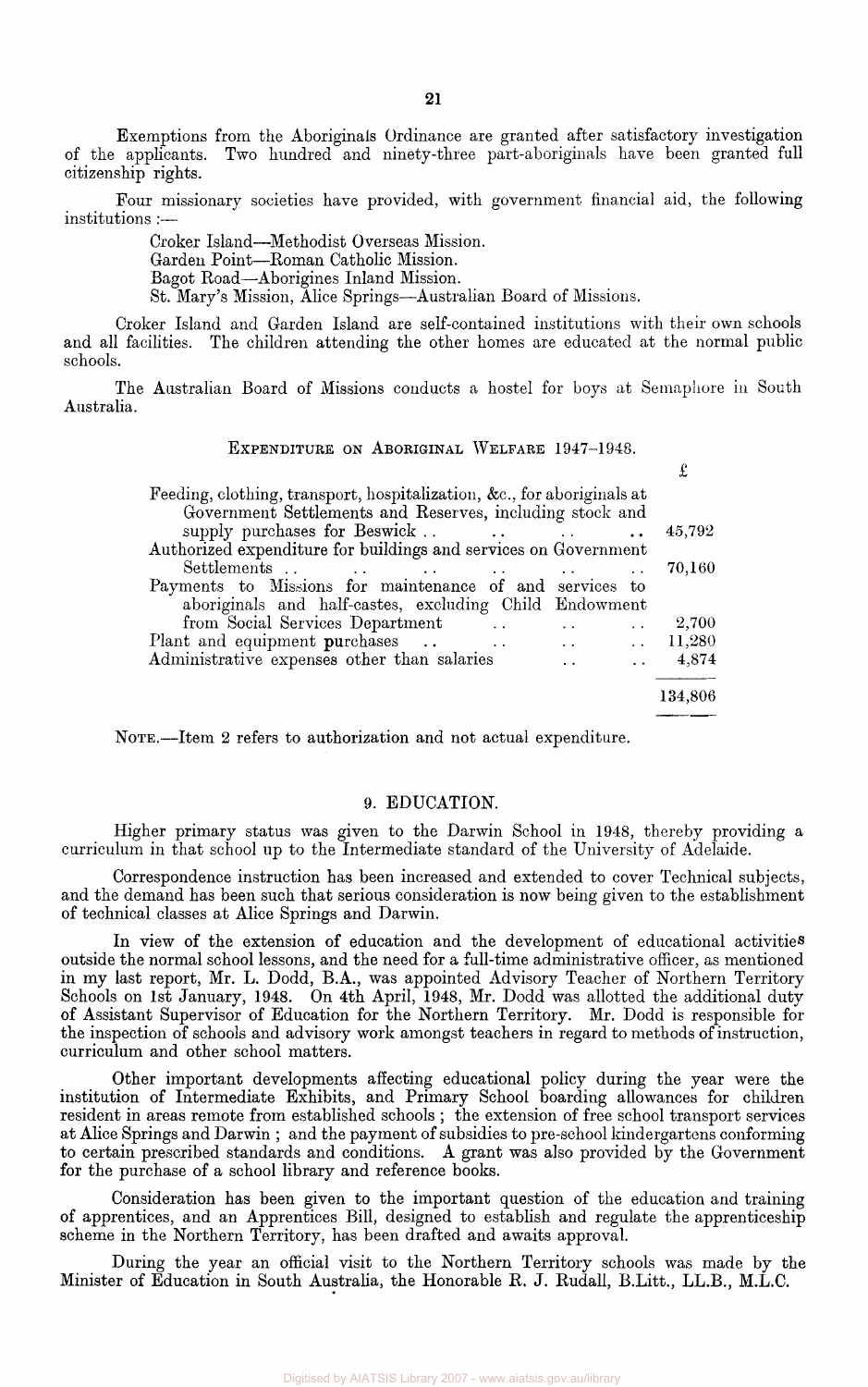Exemptions from the Aboriginals Ordinance are granted after satisfactory investigation of the applicants. Two hundred and ninety-three part-aboriginals have been granted full citizenship rights.

Four missionary societies have provided, with government financial aid, the following institutions :—

Croker Island—Methodist Overseas Mission.
Garden Point—Roman Catholic Mission.
Bagot Road—Aborigines Inland Mission.
St. Mary's Mission, Alice Springs—Australian Board of Missions.

Croker Island and Garden Island are self-contained institutions with their own schools and all facilities. The children attending the other homes are educated at the normal public schools.

The Australian Board of Missions conducts a hostel for boys at Semaphore in South Australia.

EXPENDITURE ON ABORIGINAL WELFARE 1947–1948.

| | £ |
|---|---|
| Feeding, clothing, transport, hospitalization, &c., for aboriginals at Government Settlements and Reserves, including stock and supply purchases for Beswick .. | 45,792 |
| Authorized expenditure for buildings and services on Government Settlements .. | 70,160 |
| Payments to Missions for maintenance of and services to aboriginals and half-castes, excluding Child Endowment from Social Services Department .. | 2,700 |
| Plant and equipment purchases .. | 11,280 |
| Administrative expenses other than salaries .. | 4,874 |
| | 134,806 |

NOTE.—Item 2 refers to authorization and not actual expenditure.

## 9. EDUCATION.

Higher primary status was given to the Darwin School in 1948, thereby providing a curriculum in that school up to the Intermediate standard of the University of Adelaide.

Correspondence instruction has been increased and extended to cover Technical subjects, and the demand has been such that serious consideration is now being given to the establishment of technical classes at Alice Springs and Darwin.

In view of the extension of education and the development of educational activities outside the normal school lessons, and the need for a full-time administrative officer, as mentioned in my last report, Mr. L. Dodd, B.A., was appointed Advisory Teacher of Northern Territory Schools on 1st January, 1948. On 4th April, 1948, Mr. Dodd was allotted the additional duty of Assistant Supervisor of Education for the Northern Territory. Mr. Dodd is responsible for the inspection of schools and advisory work amongst teachers in regard to methods of instruction, curriculum and other school matters.

Other important developments affecting educational policy during the year were the institution of Intermediate Exhibits, and Primary School boarding allowances for children resident in areas remote from established schools ; the extension of free school transport services at Alice Springs and Darwin ; and the payment of subsidies to pre-school kindergartens conforming to certain prescribed standards and conditions. A grant was also provided by the Government for the purchase of a school library and reference books.

Consideration has been given to the important question of the education and training of apprentices, and an Apprentices Bill, designed to establish and regulate the apprenticeship scheme in the Northern Territory, has been drafted and awaits approval.

During the year an official visit to the Northern Territory schools was made by the Minister of Education in South Australia, the Honorable R. J. Rudall, B.Litt., LL.B., M.L.C.